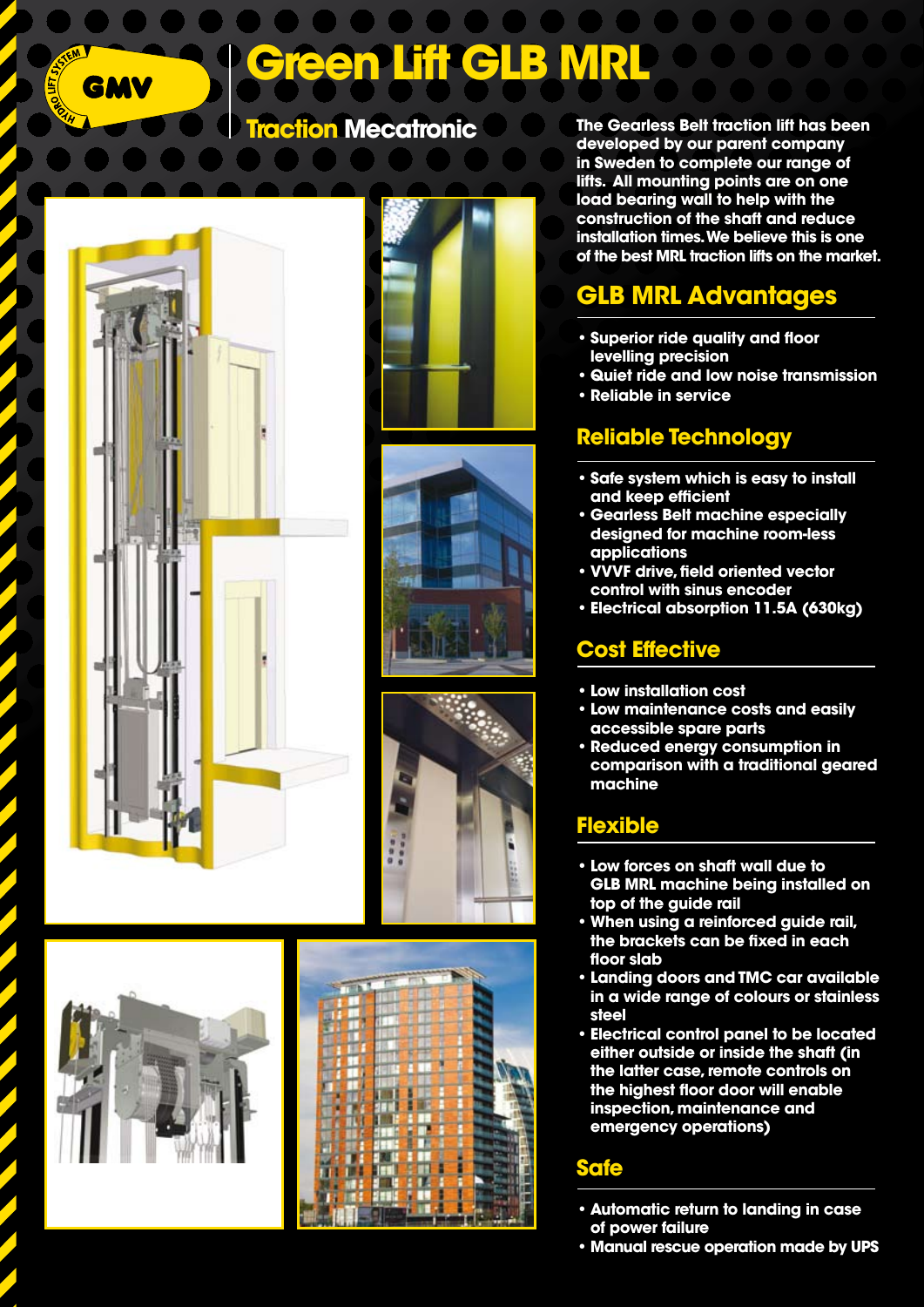# Green Lift GLB MRL

## Traction Mecatronic

**The Gearless Belt traction lift has been developed by our parent company in Sweden to complete our range of lifts. All mounting points are on one load bearing wall to help with the construction of the shaft and reduce installation times. We believe this is one of the best MRL traction lifts on the market.**

## GLB MRL Advantages

- Superior ride quality and floor levelling precision
- Quiet ride and low noise transmission
- Reliable in service

## Reliable Technology

- Safe system which is easy to install and keep efficient
- Gearless Belt machine especially designed for machine room-less applications
- VVVF drive, field oriented vector control with sinus encoder
- Electrical absorption 11.5A (630kg)

## Cost Effective

- Low installation cost
- Low maintenance costs and easily accessible spare parts
- Reduced energy consumption in comparison with a traditional geared machine

## Flexible

- Low forces on shaft wall due to GLB MRL machine being installed on top of the guide rail
- When using a reinforced guide rail, the brackets can be fixed in each floor slab
- Landing doors and TMC car available in a wide range of colours or stainless steel
- Electrical control panel to be located either outside or inside the shaft (in the latter case, remote controls on the highest floor door will enable inspection, maintenance and emergency operations)

## Safe

- Automatic return to landing in case of power failure
- Manual rescue operation made by UPS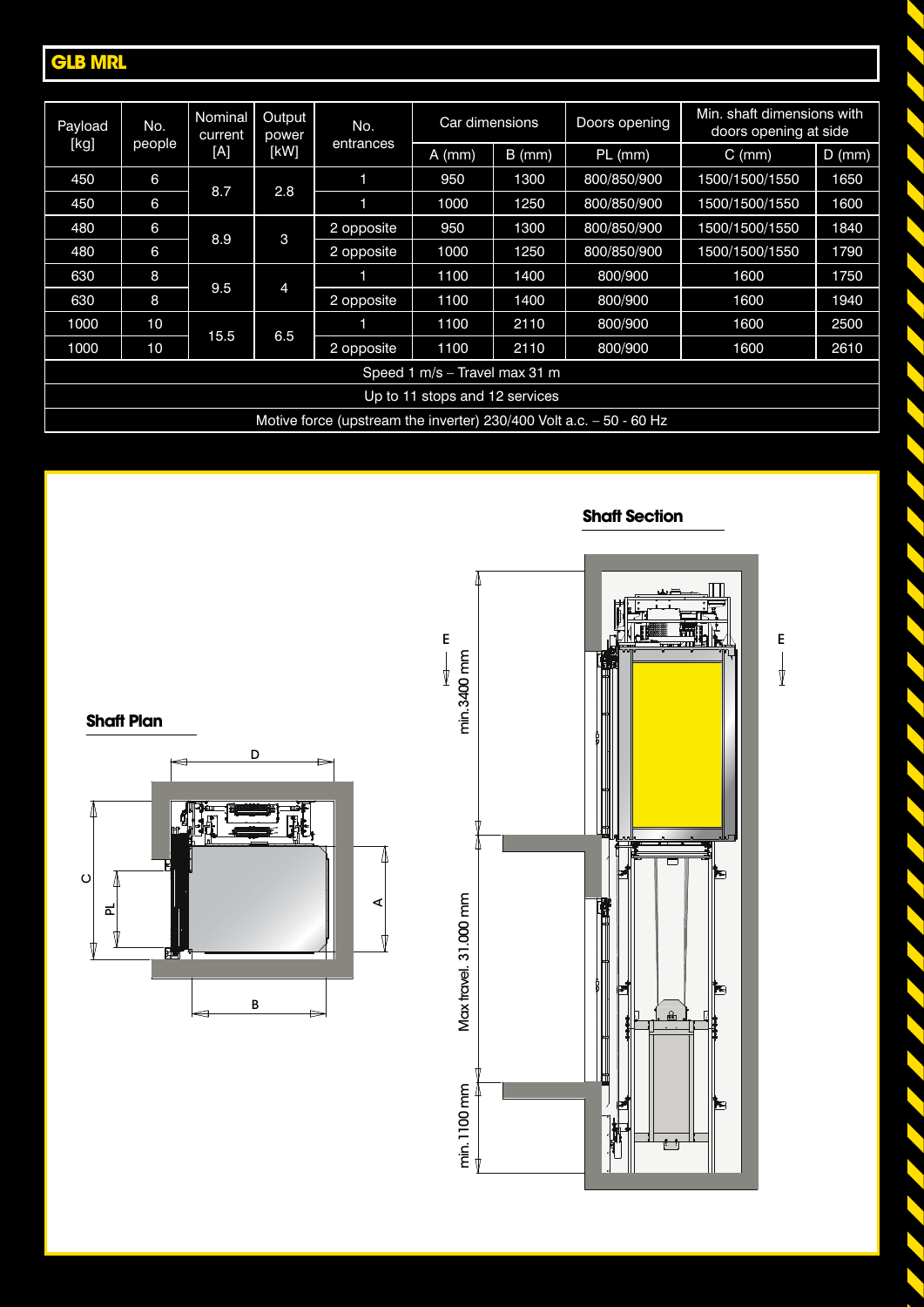# GLB MRL

| Payload [kg] | No. people | Nominal current [A] | Output power [kW] | No. entrances | Car dimensions | | Doors opening | Min. shaft dimensions with doors opening at side | |
|---|---|---|---|---|---|---|---|---|---|
| | | | | | A (mm) | B (mm) | PL (mm) | C (mm) | D (mm) |
| 450 | 6 | 8.7 | 2.8 | 1 | 950 | 1300 | 800/850/900 | 1500/1500/1550 | 1650 |
| 450 | 6 | | | 1 | 1000 | 1250 | 800/850/900 | 1500/1500/1550 | 1600 |
| 480 | 6 | 8.9 | 3 | 2 opposite | 950 | 1300 | 800/850/900 | 1500/1500/1550 | 1840 |
| 480 | 6 | | | 2 opposite | 1000 | 1250 | 800/850/900 | 1500/1500/1550 | 1790 |
| 630 | 8 | 9.5 | 4 | 1 | 1100 | 1400 | 800/900 | 1600 | 1750 |
| 630 | 8 | | | 2 opposite | 1100 | 1400 | 800/900 | 1600 | 1940 |
| 1000 | 10 | 15.5 | 6.5 | 1 | 1100 | 2110 | 800/900 | 1600 | 2500 |
| 1000 | 10 | | | 2 opposite | 1100 | 2110 | 800/900 | 1600 | 2610 |
| Speed 1 m/s – Travel max 31 m | | | | | | | | | |
| Up to 11 stops and 12 services | | | | | | | | | |
| Motive force (upstream the inverter) 230/400 Volt a.c. – 50 - 60 Hz | | | | | | | | | |

**Shaft Plan**

D

C

PL

A

B

**Shaft Section**

E

E

min.3400 mm

Max travel. 31.000 mm

min.1100 mm